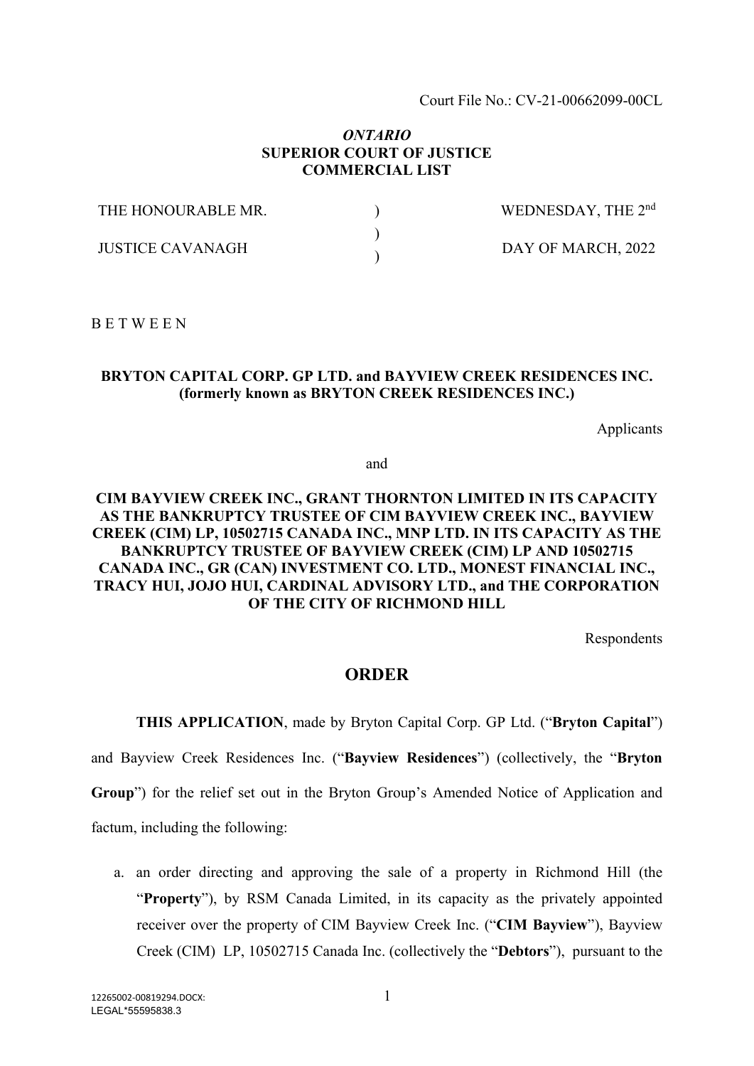Court File No.: CV-21-00662099-00CL

***ONTARIO***
**SUPERIOR COURT OF JUSTICE**
**COMMERCIAL LIST**

| | | |
|---|---|---|
| THE HONOURABLE MR. | ) | WEDNESDAY, THE 2nd |
| | ) | |
| JUSTICE CAVANAGH | ) | DAY OF MARCH, 2022 |

B E T W E E N

**BRYTON CAPITAL CORP. GP LTD. and BAYVIEW CREEK RESIDENCES INC. (formerly known as BRYTON CREEK RESIDENCES INC.)**

Applicants

and

**CIM BAYVIEW CREEK INC., GRANT THORNTON LIMITED IN ITS CAPACITY AS THE BANKRUPTCY TRUSTEE OF CIM BAYVIEW CREEK INC., BAYVIEW CREEK (CIM) LP, 10502715 CANADA INC., MNP LTD. IN ITS CAPACITY AS THE BANKRUPTCY TRUSTEE OF BAYVIEW CREEK (CIM) LP AND 10502715 CANADA INC., GR (CAN) INVESTMENT CO. LTD., MONEST FINANCIAL INC., TRACY HUI, JOJO HUI, CARDINAL ADVISORY LTD., and THE CORPORATION OF THE CITY OF RICHMOND HILL**

Respondents

## ORDER

**THIS APPLICATION**, made by Bryton Capital Corp. GP Ltd. ("**Bryton Capital**") and Bayview Creek Residences Inc. ("**Bayview Residences**") (collectively, the "**Bryton Group**") for the relief set out in the Bryton Group's Amended Notice of Application and factum, including the following:

a. an order directing and approving the sale of a property in Richmond Hill (the "**Property**"), by RSM Canada Limited, in its capacity as the privately appointed receiver over the property of CIM Bayview Creek Inc. ("**CIM Bayview**"), Bayview Creek (CIM) LP, 10502715 Canada Inc. (collectively the "**Debtors**"), pursuant to the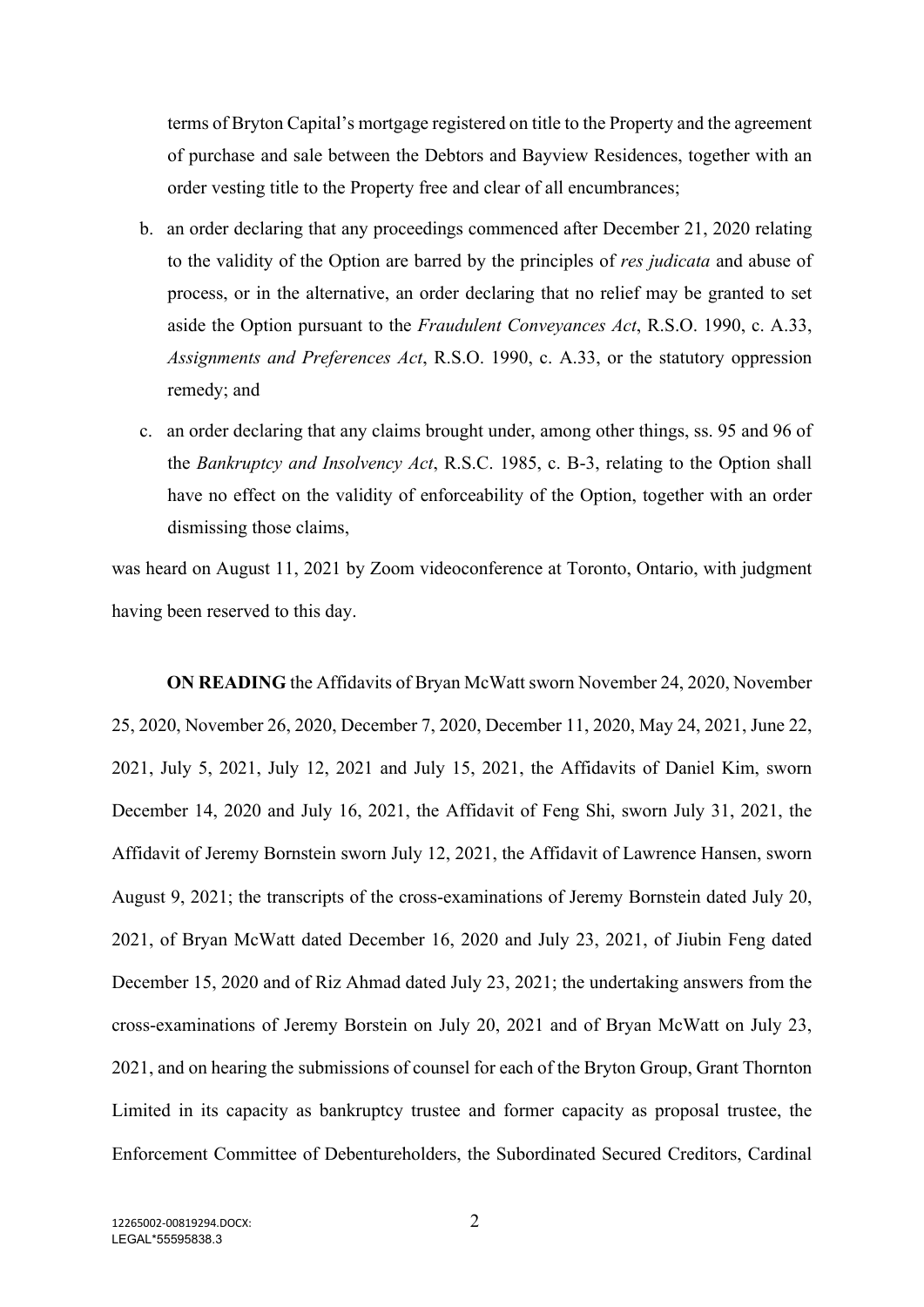terms of Bryton Capital's mortgage registered on title to the Property and the agreement of purchase and sale between the Debtors and Bayview Residences, together with an order vesting title to the Property free and clear of all encumbrances;

b. an order declaring that any proceedings commenced after December 21, 2020 relating to the validity of the Option are barred by the principles of *res judicata* and abuse of process, or in the alternative, an order declaring that no relief may be granted to set aside the Option pursuant to the *Fraudulent Conveyances Act*, R.S.O. 1990, c. A.33, *Assignments and Preferences Act*, R.S.O. 1990, c. A.33, or the statutory oppression remedy; and

c. an order declaring that any claims brought under, among other things, ss. 95 and 96 of the *Bankruptcy and Insolvency Act*, R.S.C. 1985, c. B-3, relating to the Option shall have no effect on the validity of enforceability of the Option, together with an order dismissing those claims,

was heard on August 11, 2021 by Zoom videoconference at Toronto, Ontario, with judgment having been reserved to this day.

**ON READING** the Affidavits of Bryan McWatt sworn November 24, 2020, November 25, 2020, November 26, 2020, December 7, 2020, December 11, 2020, May 24, 2021, June 22, 2021, July 5, 2021, July 12, 2021 and July 15, 2021, the Affidavits of Daniel Kim, sworn December 14, 2020 and July 16, 2021, the Affidavit of Feng Shi, sworn July 31, 2021, the Affidavit of Jeremy Bornstein sworn July 12, 2021, the Affidavit of Lawrence Hansen, sworn August 9, 2021; the transcripts of the cross-examinations of Jeremy Bornstein dated July 20, 2021, of Bryan McWatt dated December 16, 2020 and July 23, 2021, of Jiubin Feng dated December 15, 2020 and of Riz Ahmad dated July 23, 2021; the undertaking answers from the cross-examinations of Jeremy Borstein on July 20, 2021 and of Bryan McWatt on July 23, 2021, and on hearing the submissions of counsel for each of the Bryton Group, Grant Thornton Limited in its capacity as bankruptcy trustee and former capacity as proposal trustee, the Enforcement Committee of Debentureholders, the Subordinated Secured Creditors, Cardinal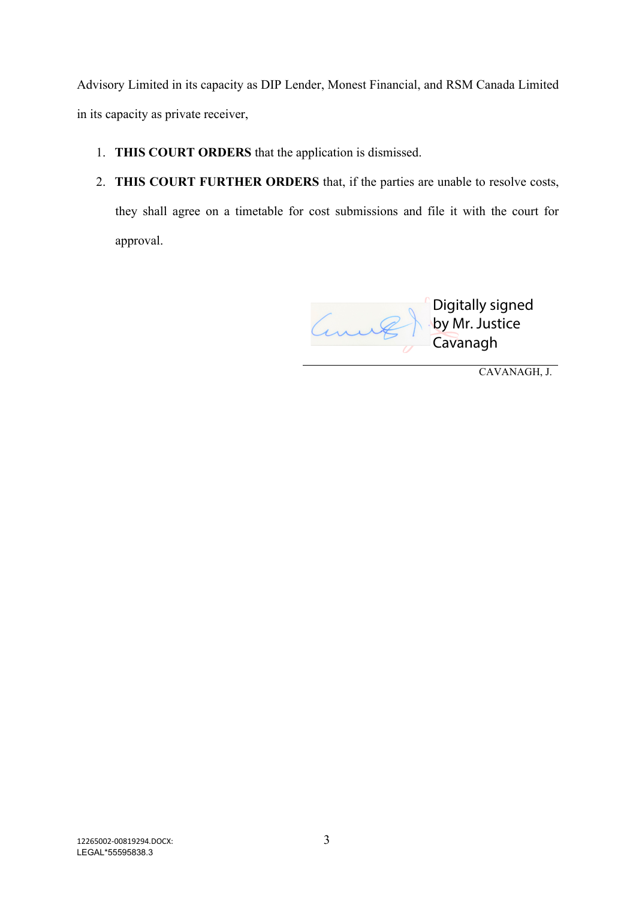Advisory Limited in its capacity as DIP Lender, Monest Financial, and RSM Canada Limited in its capacity as private receiver,

1. **THIS COURT ORDERS** that the application is dismissed.
2. **THIS COURT FURTHER ORDERS** that, if the parties are unable to resolve costs, they shall agree on a timetable for cost submissions and file it with the court for approval.

Digitally signed by Mr. Justice Cavanagh

CAVANAGH, J.

12265002-00819294.DOCX:
LEGAL*55595838.3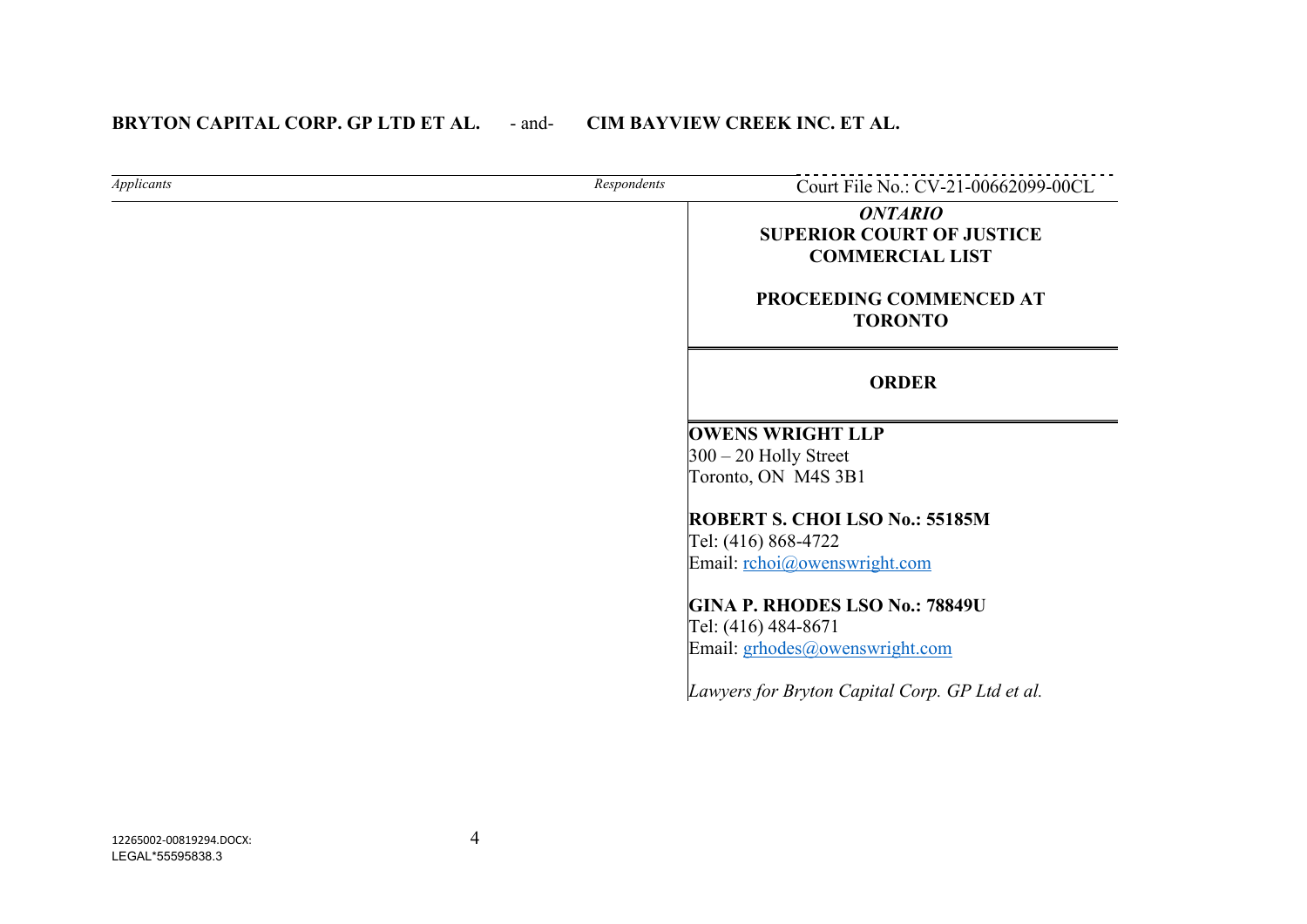**BRYTON CAPITAL CORP. GP LTD ET AL.** - and- **CIM BAYVIEW CREEK INC. ET AL.**

*Applicants* *Respondents*

Court File No.: CV-21-00662099-00CL

***ONTARIO***
**SUPERIOR COURT OF JUSTICE**
**COMMERCIAL LIST**

**PROCEEDING COMMENCED AT TORONTO**

**ORDER**

**OWENS WRIGHT LLP**
300 – 20 Holly Street
Toronto, ON M4S 3B1

**ROBERT S. CHOI LSO No.: 55185M**
Tel: (416) 868-4722
Email: rchoi@owenswright.com

**GINA P. RHODES LSO No.: 78849U**
Tel: (416) 484-8671
Email: grhodes@owenswright.com

*Lawyers for Bryton Capital Corp. GP Ltd et al.*

12265002-00819294.DOCX:
LEGAL*55595838.3